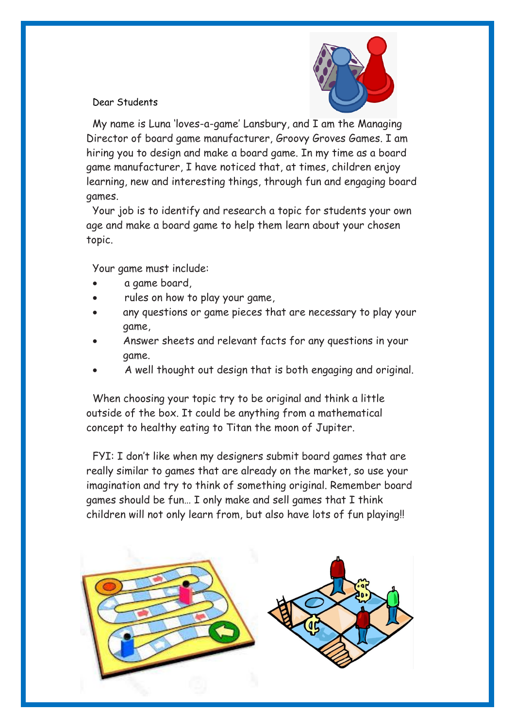Dear Students

My name is Luna 'loves-a-game' Lansbury, and I am the Managing Director of board game manufacturer, Groovy Groves Games. I am hiring you to design and make a board game. In my time as a board game manufacturer, I have noticed that, at times, children enjoy learning, new and interesting things, through fun and engaging board games.

Your job is to identify and research a topic for students your own age and make a board game to help them learn about your chosen topic.

Your game must include:

- a game board,
- rules on how to play your game,
- any questions or game pieces that are necessary to play your game,
- Answer sheets and relevant facts for any questions in your game.
- A well thought out design that is both engaging and original.

When choosing your topic try to be original and think a little outside of the box. It could be anything from a mathematical concept to healthy eating to Titan the moon of Jupiter.

FYI: I don't like when my designers submit board games that are really similar to games that are already on the market, so use your imagination and try to think of something original. Remember board games should be fun… I only make and sell games that I think children will not only learn from, but also have lots of fun playing!!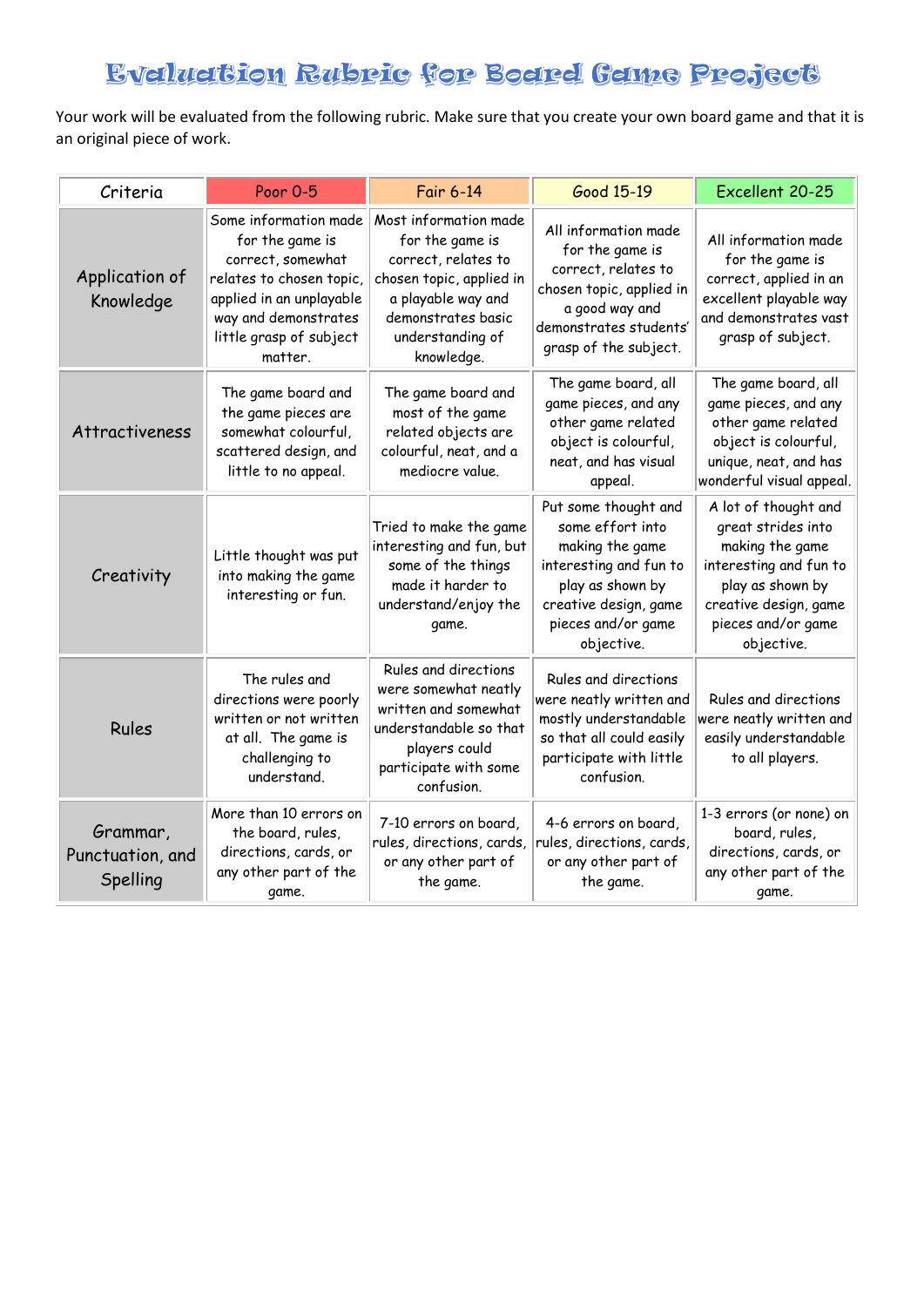# Evaluation Rubric for Board Game Project

Your work will be evaluated from the following rubric. Make sure that you create your own board game and that it is an original piece of work.

| Criteria | Poor 0-5 | Fair 6-14 | Good 15-19 | Excellent 20-25 |
|---|---|---|---|---|
| Application of Knowledge | Some information made for the game is correct, somewhat relates to chosen topic, applied in an unplayable way and demonstrates little grasp of subject matter. | Most information made for the game is correct, relates to chosen topic, applied in a playable way and demonstrates basic understanding of knowledge. | All information made for the game is correct, relates to chosen topic, applied in a good way and demonstrates students' grasp of the subject. | All information made for the game is correct, applied in an excellent playable way and demonstrates vast grasp of subject. |
| Attractiveness | The game board and the game pieces are somewhat colourful, scattered design, and little to no appeal. | The game board and most of the game related objects are colourful, neat, and a mediocre value. | The game board, all game pieces, and any other game related object is colourful, neat, and has visual appeal. | The game board, all game pieces, and any other game related object is colourful, unique, neat, and has wonderful visual appeal. |
| Creativity | Little thought was put into making the game interesting or fun. | Tried to make the game interesting and fun, but some of the things made it harder to understand/enjoy the game. | Put some thought and some effort into making the game interesting and fun to play as shown by creative design, game pieces and/or game objective. | A lot of thought and great strides into making the game interesting and fun to play as shown by creative design, game pieces and/or game objective. |
| Rules | The rules and directions were poorly written or not written at all. The game is challenging to understand. | Rules and directions were somewhat neatly written and somewhat understandable so that players could participate with some confusion. | Rules and directions were neatly written and mostly understandable so that all could easily participate with little confusion. | Rules and directions were neatly written and easily understandable to all players. |
| Grammar, Punctuation, and Spelling | More than 10 errors on the board, rules, directions, cards, or any other part of the game. | 7-10 errors on board, rules, directions, cards, or any other part of the game. | 4-6 errors on board, rules, directions, cards, or any other part of the game. | 1-3 errors (or none) on board, rules, directions, cards, or any other part of the game. |